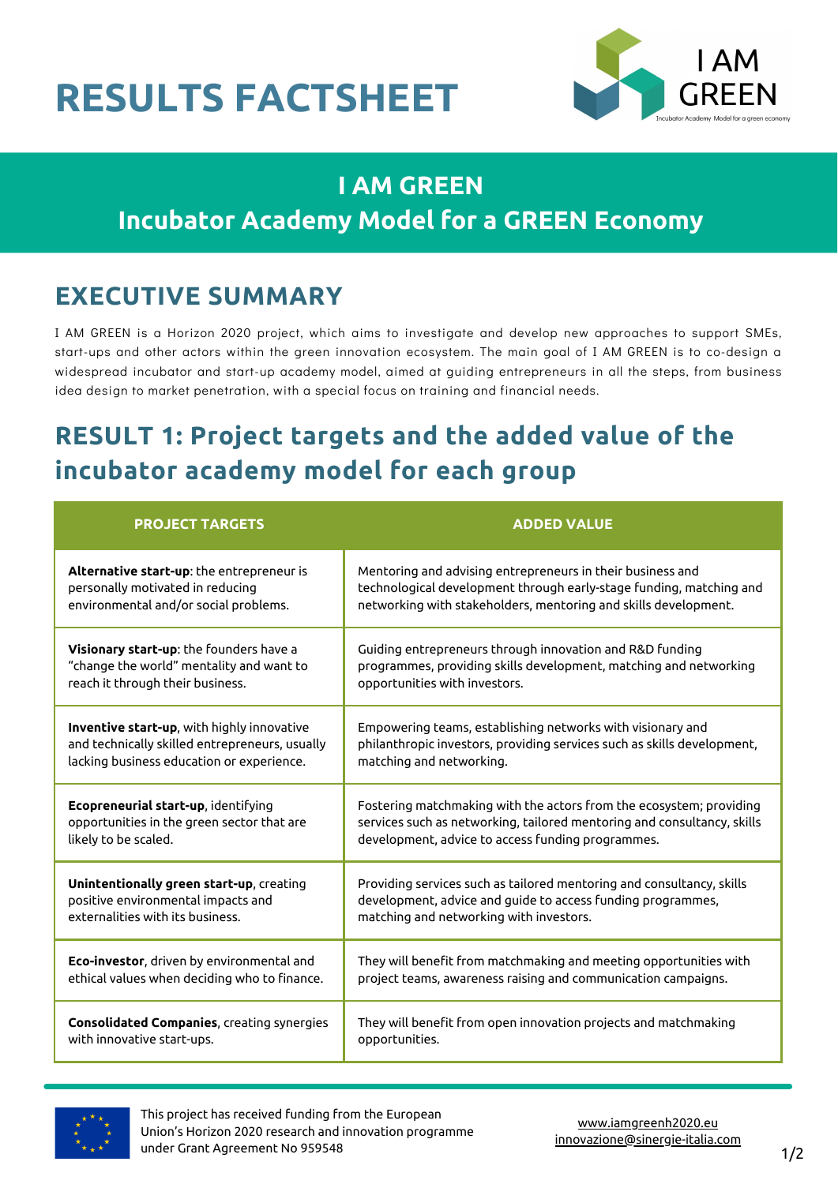# RESULTS FACTSHEET

I AM GREEN

Incubator Academy Model for a green economy

## I AM GREEN
## Incubator Academy Model for a GREEN Economy

## EXECUTIVE SUMMARY

I AM GREEN is a Horizon 2020 project, which aims to investigate and develop new approaches to support SMEs, start-ups and other actors within the green innovation ecosystem. The main goal of I AM GREEN is to co-design a widespread incubator and start-up academy model, aimed at guiding entrepreneurs in all the steps, from business idea design to market penetration, with a special focus on training and financial needs.

## RESULT 1: Project targets and the added value of the incubator academy model for each group

| PROJECT TARGETS | ADDED VALUE |
|---|---|
| **Alternative start-up**: the entrepreneur is personally motivated in reducing environmental and/or social problems. | Mentoring and advising entrepreneurs in their business and technological development through early-stage funding, matching and networking with stakeholders, mentoring and skills development. |
| **Visionary start-up**: the founders have a "change the world" mentality and want to reach it through their business. | Guiding entrepreneurs through innovation and R&D funding programmes, providing skills development, matching and networking opportunities with investors. |
| **Inventive start-up**, with highly innovative and technically skilled entrepreneurs, usually lacking business education or experience. | Empowering teams, establishing networks with visionary and philanthropic investors, providing services such as skills development, matching and networking. |
| **Ecopreneurial start-up**, identifying opportunities in the green sector that are likely to be scaled. | Fostering matchmaking with the actors from the ecosystem; providing services such as networking, tailored mentoring and consultancy, skills development, advice to access funding programmes. |
| **Unintentionally green start-up**, creating positive environmental impacts and externalities with its business. | Providing services such as tailored mentoring and consultancy, skills development, advice and guide to access funding programmes, matching and networking with investors. |
| **Eco-investor**, driven by environmental and ethical values when deciding who to finance. | They will benefit from matchmaking and meeting opportunities with project teams, awareness raising and communication campaigns. |
| **Consolidated Companies**, creating synergies with innovative start-ups. | They will benefit from open innovation projects and matchmaking opportunities. |

This project has received funding from the European Union's Horizon 2020 research and innovation programme under Grant Agreement No 959548

www.iamgreenh2020.eu
innovazione@sinergie-italia.com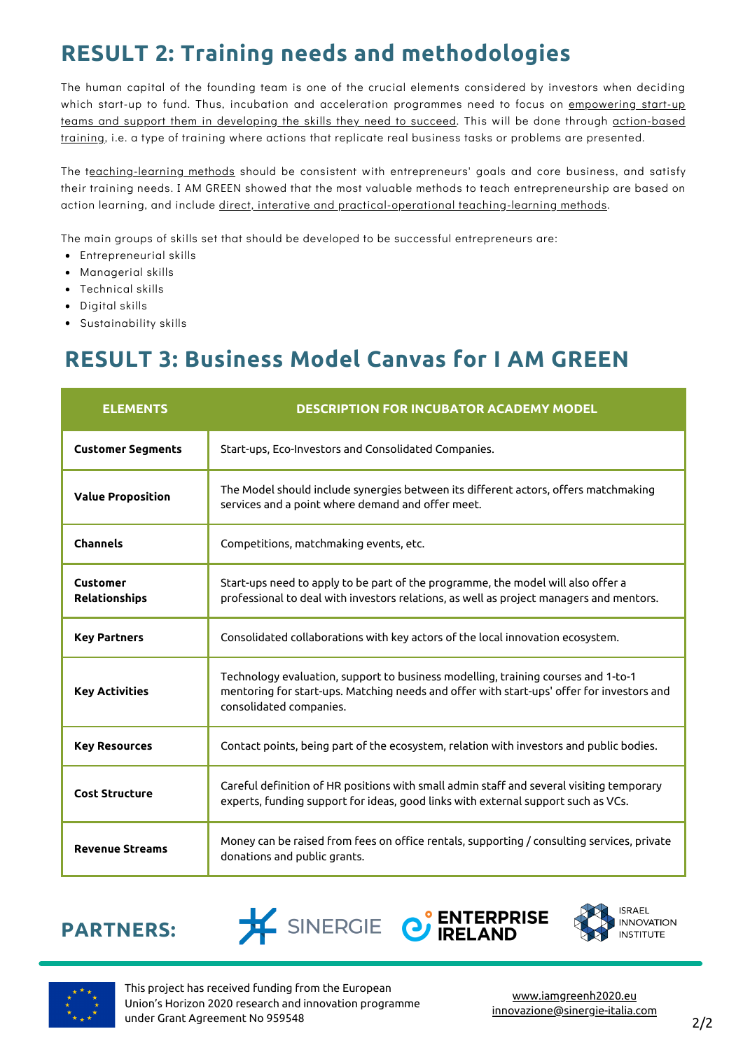# RESULT 2: Training needs and methodologies

The human capital of the founding team is one of the crucial elements considered by investors when deciding which start-up to fund. Thus, incubation and acceleration programmes need to focus on empowering start-up teams and support them in developing the skills they need to succeed. This will be done through action-based training, i.e. a type of training where actions that replicate real business tasks or problems are presented.

The teaching-learning methods should be consistent with entrepreneurs' goals and core business, and satisfy their training needs. I AM GREEN showed that the most valuable methods to teach entrepreneurship are based on action learning, and include direct, interative and practical-operational teaching-learning methods.

The main groups of skills set that should be developed to be successful entrepreneurs are:

- Entrepreneurial skills
- Managerial skills
- Technical skills
- Digital skills
- Sustainability skills

# RESULT 3: Business Model Canvas for I AM GREEN

| ELEMENTS | DESCRIPTION FOR INCUBATOR ACADEMY MODEL |
| --- | --- |
| **Customer Segments** | Start-ups, Eco-Investors and Consolidated Companies. |
| **Value Proposition** | The Model should include synergies between its different actors, offers matchmaking services and a point where demand and offer meet. |
| **Channels** | Competitions, matchmaking events, etc. |
| **Customer Relationships** | Start-ups need to apply to be part of the programme, the model will also offer a professional to deal with investors relations, as well as project managers and mentors. |
| **Key Partners** | Consolidated collaborations with key actors of the local innovation ecosystem. |
| **Key Activities** | Technology evaluation, support to business modelling, training courses and 1-to-1 mentoring for start-ups. Matching needs and offer with start-ups' offer for investors and consolidated companies. |
| **Key Resources** | Contact points, being part of the ecosystem, relation with investors and public bodies. |
| **Cost Structure** | Careful definition of HR positions with small admin staff and several visiting temporary experts, funding support for ideas, good links with external support such as VCs. |
| **Revenue Streams** | Money can be raised from fees on office rentals, supporting / consulting services, private donations and public grants. |

## PARTNERS:

SINERGIE
ENTERPRISE IRELAND
ISRAEL INNOVATION INSTITUTE

This project has received funding from the European Union's Horizon 2020 research and innovation programme under Grant Agreement No 959548

www.iamgreenh2020.eu
innovazione@sinergie-italia.com